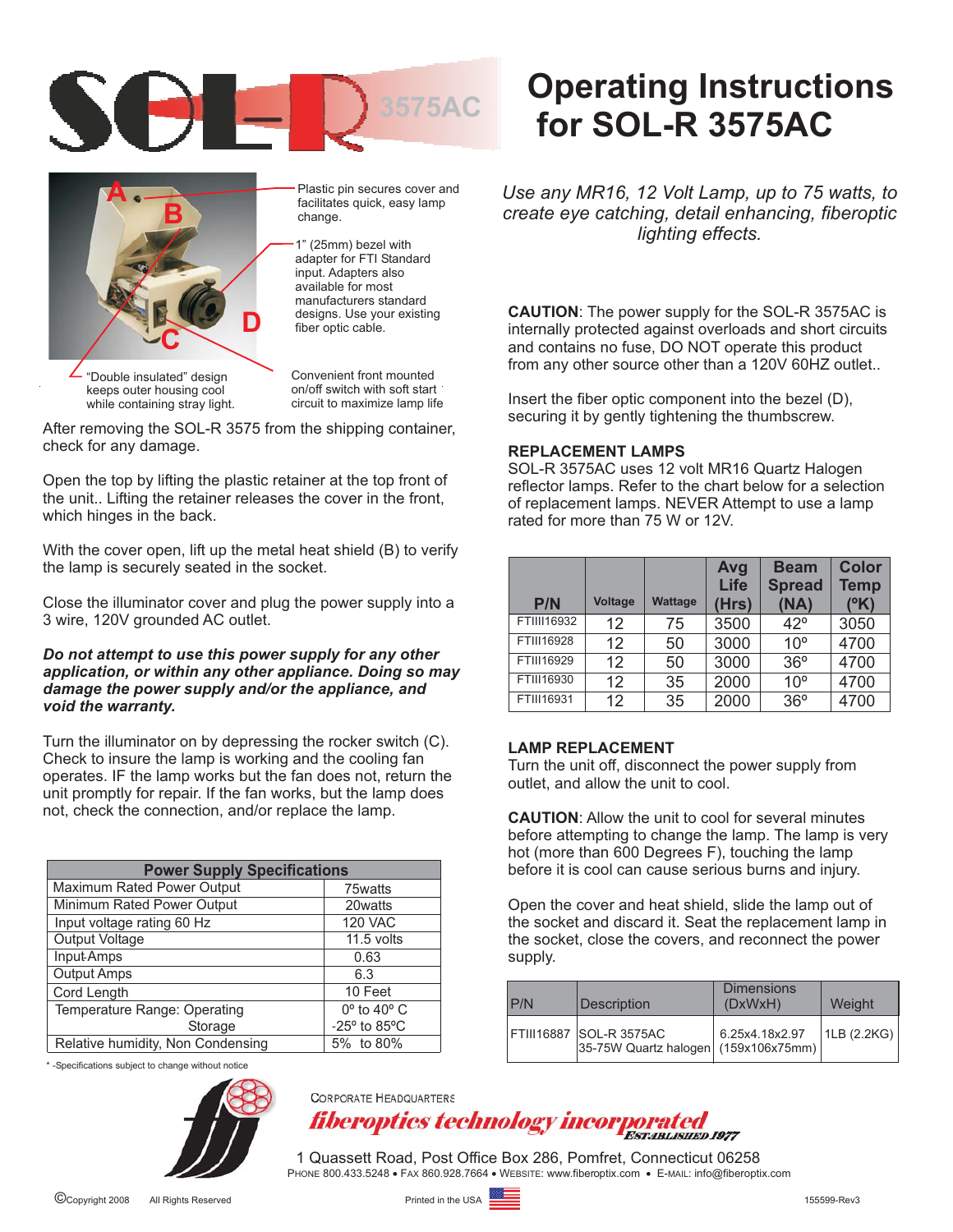# SOL-R 3575AC

# Operating Instructions for SOL-R 3575AC

A B C D

Plastic pin secures cover and facilitates quick, easy lamp change.

1" (25mm) bezel with adapter for FTI Standard input. Adapters also available for most manufacturers standard designs. Use your existing fiber optic cable.

"Double insulated" design keeps outer housing cool while containing stray light.

Convenient front mounted on/off switch with soft start circuit to maximize lamp life

After removing the SOL-R 3575 from the shipping container, check for any damage.

Open the top by lifting the plastic retainer at the top front of the unit.. Lifting the retainer releases the cover in the front, which hinges in the back.

With the cover open, lift up the metal heat shield (B) to verify the lamp is securely seated in the socket.

Close the illuminator cover and plug the power supply into a 3 wire, 120V grounded AC outlet.

***Do not attempt to use this power supply for any other application, or within any other appliance. Doing so may damage the power supply and/or the appliance, and void the warranty.***

Turn the illuminator on by depressing the rocker switch (C). Check to insure the lamp is working and the cooling fan operates. IF the lamp works but the fan does not, return the unit promptly for repair. If the fan works, but the lamp does not, check the connection, and/or replace the lamp.

| Power Supply Specifications | |
|---|---|
| Maximum Rated Power Output | 75watts |
| Minimum Rated Power Output | 20watts |
| Input voltage rating 60 Hz | 120 VAC |
| Output Voltage | 11.5 volts |
| Input Amps | 0.63 |
| Output Amps | 6.3 |
| Cord Length | 10 Feet |
| Temperature Range: Operating | 0º to 40º C |
| Storage | -25º to 85ºC |
| Relative humidity, Non Condensing | 5% to 80% |

\* -Specifications subject to change without notice

*Use any MR16, 12 Volt Lamp, up to 75 watts, to create eye catching, detail enhancing, fiberoptic lighting effects.*

**CAUTION**: The power supply for the SOL-R 3575AC is internally protected against overloads and short circuits and contains no fuse, DO NOT operate this product from any other source other than a 120V 60HZ outlet..

Insert the fiber optic component into the bezel (D), securing it by gently tightening the thumbscrew.

### REPLACEMENT LAMPS

SOL-R 3575AC uses 12 volt MR16 Quartz Halogen reflector lamps. Refer to the chart below for a selection of replacement lamps. NEVER Attempt to use a lamp rated for more than 75 W or 12V.

| P/N | Voltage | Wattage | Avg Life (Hrs) | Beam Spread (NA) | Color Temp (ºK) |
|---|---|---|---|---|---|
| FTIIII16932 | 12 | 75 | 3500 | 42º | 3050 |
| FTIII16928 | 12 | 50 | 3000 | 10º | 4700 |
| FTIII16929 | 12 | 50 | 3000 | 36º | 4700 |
| FTIII16930 | 12 | 35 | 2000 | 10º | 4700 |
| FTIII16931 | 12 | 35 | 2000 | 36º | 4700 |

### LAMP REPLACEMENT

Turn the unit off, disconnect the power supply from outlet, and allow the unit to cool.

**CAUTION**: Allow the unit to cool for several minutes before attempting to change the lamp. The lamp is very hot (more than 600 Degrees F), touching the lamp before it is cool can cause serious burns and injury.

Open the cover and heat shield, slide the lamp out of the socket and discard it. Seat the replacement lamp in the socket, close the covers, and reconnect the power supply.

| P/N | Description | Dimensions (DxWxH) | Weight |
|---|---|---|---|
| FTIII16887 | SOL-R 3575AC 35-75W Quartz halogen | 6.25x4.18x2.97 (159x106x75mm) | 1LB (2.2KG) |

CORPORATE HEADQUARTERS

**fiberoptics technology incorporated** ESTABLISHED 1977

1 Quassett Road, Post Office Box 286, Pomfret, Connecticut 06258

PHONE 800.433.5248 • FAX 860.928.7664 • WEBSITE: www.fiberoptix.com • E-MAIL: info@fiberoptix.com

©Copyright 2008 All Rights Reserved Printed in the USA 155599-Rev3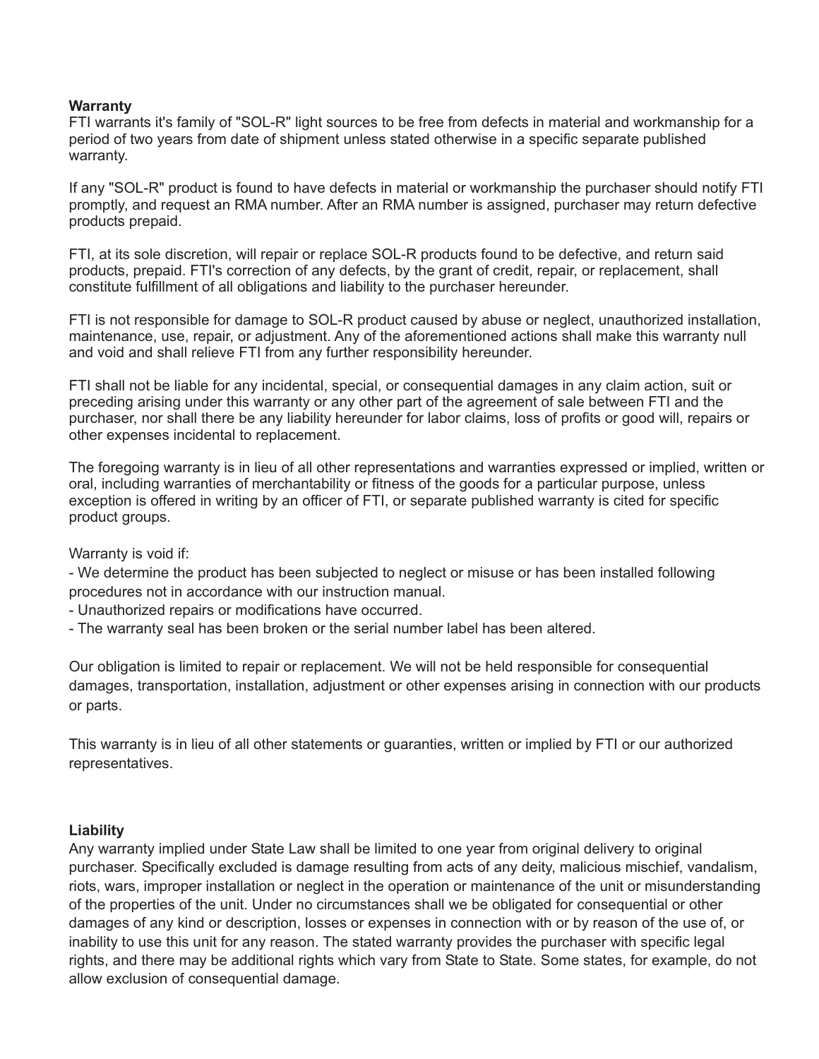**Warranty**

FTI warrants it's family of "SOL-R" light sources to be free from defects in material and workmanship for a period of two years from date of shipment unless stated otherwise in a specific separate published warranty.

If any "SOL-R" product is found to have defects in material or workmanship the purchaser should notify FTI promptly, and request an RMA number. After an RMA number is assigned, purchaser may return defective products prepaid.

FTI, at its sole discretion, will repair or replace SOL-R products found to be defective, and return said products, prepaid. FTI's correction of any defects, by the grant of credit, repair, or replacement, shall constitute fulfillment of all obligations and liability to the purchaser hereunder.

FTI is not responsible for damage to SOL-R product caused by abuse or neglect, unauthorized installation, maintenance, use, repair, or adjustment. Any of the aforementioned actions shall make this warranty null and void and shall relieve FTI from any further responsibility hereunder.

FTI shall not be liable for any incidental, special, or consequential damages in any claim action, suit or preceding arising under this warranty or any other part of the agreement of sale between FTI and the purchaser, nor shall there be any liability hereunder for labor claims, loss of profits or good will, repairs or other expenses incidental to replacement.

The foregoing warranty is in lieu of all other representations and warranties expressed or implied, written or oral, including warranties of merchantability or fitness of the goods for a particular purpose, unless exception is offered in writing by an officer of FTI, or separate published warranty is cited for specific product groups.

Warranty is void if:

- We determine the product has been subjected to neglect or misuse or has been installed following procedures not in accordance with our instruction manual.
- Unauthorized repairs or modifications have occurred.
- The warranty seal has been broken or the serial number label has been altered.

Our obligation is limited to repair or replacement. We will not be held responsible for consequential damages, transportation, installation, adjustment or other expenses arising in connection with our products or parts.

This warranty is in lieu of all other statements or guaranties, written or implied by FTI or our authorized representatives.

**Liability**

Any warranty implied under State Law shall be limited to one year from original delivery to original purchaser. Specifically excluded is damage resulting from acts of any deity, malicious mischief, vandalism, riots, wars, improper installation or neglect in the operation or maintenance of the unit or misunderstanding of the properties of the unit. Under no circumstances shall we be obligated for consequential or other damages of any kind or description, losses or expenses in connection with or by reason of the use of, or inability to use this unit for any reason. The stated warranty provides the purchaser with specific legal rights, and there may be additional rights which vary from State to State. Some states, for example, do not allow exclusion of consequential damage.